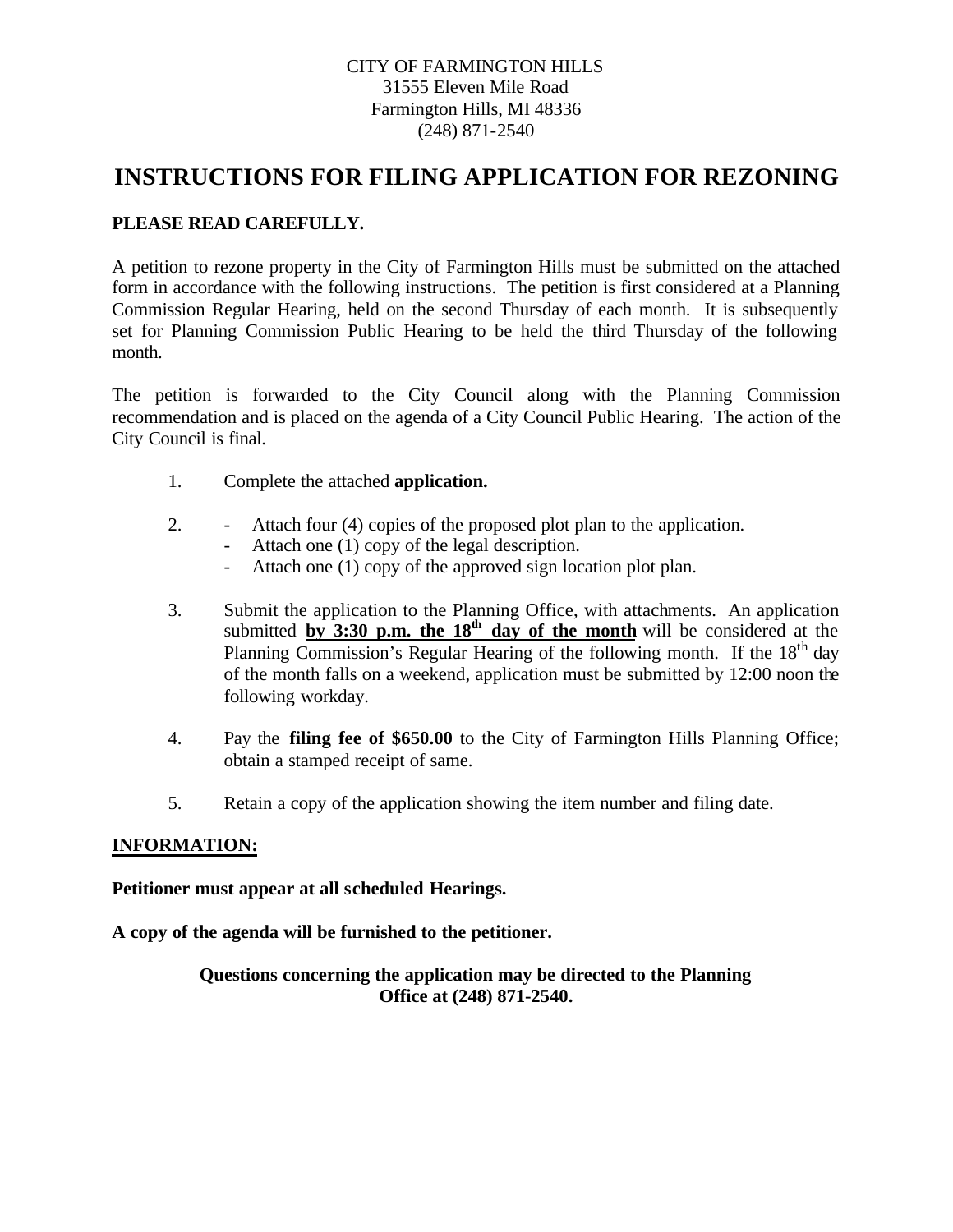CITY OF FARMINGTON HILLS
31555 Eleven Mile Road
Farmington Hills, MI 48336
(248) 871-2540

# INSTRUCTIONS FOR FILING APPLICATION FOR REZONING

**PLEASE READ CAREFULLY.**

A petition to rezone property in the City of Farmington Hills must be submitted on the attached form in accordance with the following instructions. The petition is first considered at a Planning Commission Regular Hearing, held on the second Thursday of each month. It is subsequently set for Planning Commission Public Hearing to be held the third Thursday of the following month.

The petition is forwarded to the City Council along with the Planning Commission recommendation and is placed on the agenda of a City Council Public Hearing. The action of the City Council is final.

1. Complete the attached **application.**

2. - Attach four (4) copies of the proposed plot plan to the application.
   - Attach one (1) copy of the legal description.
   - Attach one (1) copy of the approved sign location plot plan.

3. Submit the application to the Planning Office, with attachments. An application submitted **by 3:30 p.m. the 18th day of the month** will be considered at the Planning Commission's Regular Hearing of the following month. If the 18th day of the month falls on a weekend, application must be submitted by 12:00 noon the following workday.

4. Pay the **filing fee of $650.00** to the City of Farmington Hills Planning Office; obtain a stamped receipt of same.

5. Retain a copy of the application showing the item number and filing date.

**INFORMATION:**

**Petitioner must appear at all scheduled Hearings.**

**A copy of the agenda will be furnished to the petitioner.**

**Questions concerning the application may be directed to the Planning Office at (248) 871-2540.**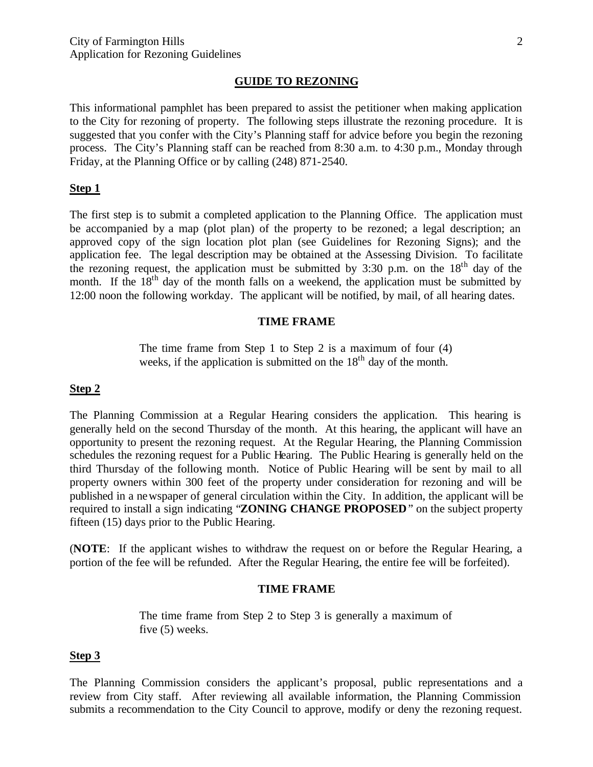## GUIDE TO REZONING

This informational pamphlet has been prepared to assist the petitioner when making application to the City for rezoning of property. The following steps illustrate the rezoning procedure. It is suggested that you confer with the City's Planning staff for advice before you begin the rezoning process. The City's Planning staff can be reached from 8:30 a.m. to 4:30 p.m., Monday through Friday, at the Planning Office or by calling (248) 871-2540.

### Step 1

The first step is to submit a completed application to the Planning Office. The application must be accompanied by a map (plot plan) of the property to be rezoned; a legal description; an approved copy of the sign location plot plan (see Guidelines for Rezoning Signs); and the application fee. The legal description may be obtained at the Assessing Division. To facilitate the rezoning request, the application must be submitted by 3:30 p.m. on the 18th day of the month. If the 18th day of the month falls on a weekend, the application must be submitted by 12:00 noon the following workday. The applicant will be notified, by mail, of all hearing dates.

**TIME FRAME**

The time frame from Step 1 to Step 2 is a maximum of four (4) weeks, if the application is submitted on the 18th day of the month.

### Step 2

The Planning Commission at a Regular Hearing considers the application. This hearing is generally held on the second Thursday of the month. At this hearing, the applicant will have an opportunity to present the rezoning request. At the Regular Hearing, the Planning Commission schedules the rezoning request for a Public Hearing. The Public Hearing is generally held on the third Thursday of the following month. Notice of Public Hearing will be sent by mail to all property owners within 300 feet of the property under consideration for rezoning and will be published in a newspaper of general circulation within the City. In addition, the applicant will be required to install a sign indicating "**ZONING CHANGE PROPOSED**" on the subject property fifteen (15) days prior to the Public Hearing.

(**NOTE**: If the applicant wishes to withdraw the request on or before the Regular Hearing, a portion of the fee will be refunded. After the Regular Hearing, the entire fee will be forfeited).

**TIME FRAME**

The time frame from Step 2 to Step 3 is generally a maximum of five (5) weeks.

### Step 3

The Planning Commission considers the applicant's proposal, public representations and a review from City staff. After reviewing all available information, the Planning Commission submits a recommendation to the City Council to approve, modify or deny the rezoning request.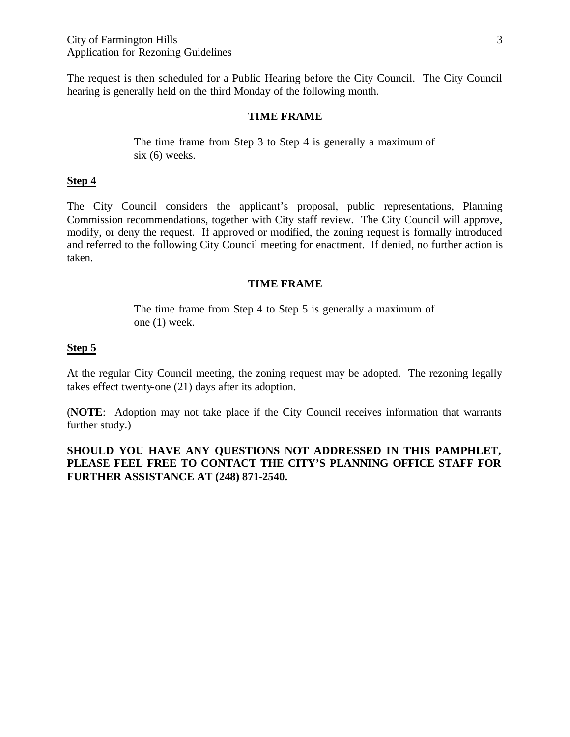The request is then scheduled for a Public Hearing before the City Council. The City Council hearing is generally held on the third Monday of the following month.

**TIME FRAME**

The time frame from Step 3 to Step 4 is generally a maximum of six (6) weeks.

**Step 4**

The City Council considers the applicant's proposal, public representations, Planning Commission recommendations, together with City staff review. The City Council will approve, modify, or deny the request. If approved or modified, the zoning request is formally introduced and referred to the following City Council meeting for enactment. If denied, no further action is taken.

**TIME FRAME**

The time frame from Step 4 to Step 5 is generally a maximum of one (1) week.

**Step 5**

At the regular City Council meeting, the zoning request may be adopted. The rezoning legally takes effect twenty-one (21) days after its adoption.

(**NOTE**: Adoption may not take place if the City Council receives information that warrants further study.)

**SHOULD YOU HAVE ANY QUESTIONS NOT ADDRESSED IN THIS PAMPHLET, PLEASE FEEL FREE TO CONTACT THE CITY'S PLANNING OFFICE STAFF FOR FURTHER ASSISTANCE AT (248) 871-2540.**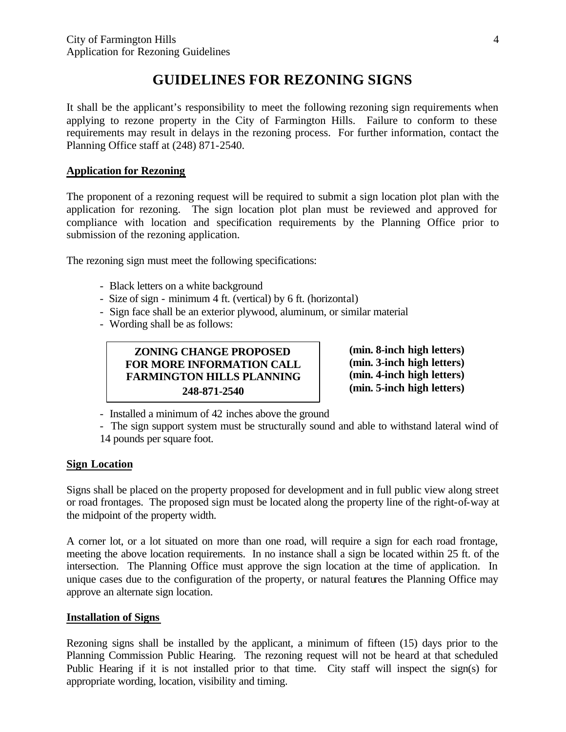# GUIDELINES FOR REZONING SIGNS

It shall be the applicant's responsibility to meet the following rezoning sign requirements when applying to rezone property in the City of Farmington Hills. Failure to conform to these requirements may result in delays in the rezoning process. For further information, contact the Planning Office staff at (248) 871-2540.

## Application for Rezoning

The proponent of a rezoning request will be required to submit a sign location plot plan with the application for rezoning. The sign location plot plan must be reviewed and approved for compliance with location and specification requirements by the Planning Office prior to submission of the rezoning application.

The rezoning sign must meet the following specifications:

- Black letters on a white background
- Size of sign - minimum 4 ft. (vertical) by 6 ft. (horizontal)
- Sign face shall be an exterior plywood, aluminum, or similar material
- Wording shall be as follows:

| Sign Wording | Letter Height |
|---|---|
| **ZONING CHANGE PROPOSED** | **(min. 8-inch high letters)** |
| **FOR MORE INFORMATION CALL** | **(min. 3-inch high letters)** |
| **FARMINGTON HILLS PLANNING** | **(min. 4-inch high letters)** |
| **248-871-2540** | **(min. 5-inch high letters)** |

- Installed a minimum of 42 inches above the ground
- The sign support system must be structurally sound and able to withstand lateral wind of 14 pounds per square foot.

## Sign Location

Signs shall be placed on the property proposed for development and in full public view along street or road frontages. The proposed sign must be located along the property line of the right-of-way at the midpoint of the property width.

A corner lot, or a lot situated on more than one road, will require a sign for each road frontage, meeting the above location requirements. In no instance shall a sign be located within 25 ft. of the intersection. The Planning Office must approve the sign location at the time of application. In unique cases due to the configuration of the property, or natural features the Planning Office may approve an alternate sign location.

## Installation of Signs

Rezoning signs shall be installed by the applicant, a minimum of fifteen (15) days prior to the Planning Commission Public Hearing. The rezoning request will not be heard at that scheduled Public Hearing if it is not installed prior to that time. City staff will inspect the sign(s) for appropriate wording, location, visibility and timing.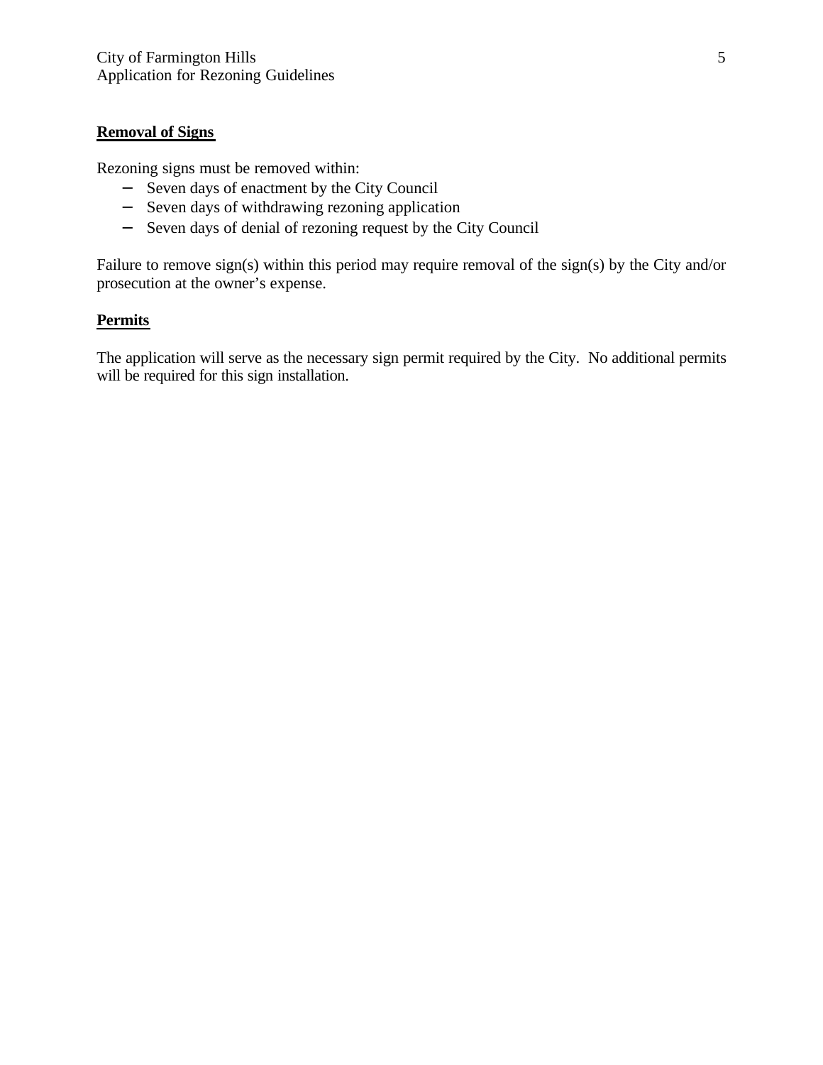**Removal of Signs**

Rezoning signs must be removed within:

- Seven days of enactment by the City Council
- Seven days of withdrawing rezoning application
- Seven days of denial of rezoning request by the City Council

Failure to remove sign(s) within this period may require removal of the sign(s) by the City and/or prosecution at the owner's expense.

**Permits**

The application will serve as the necessary sign permit required by the City. No additional permits will be required for this sign installation.